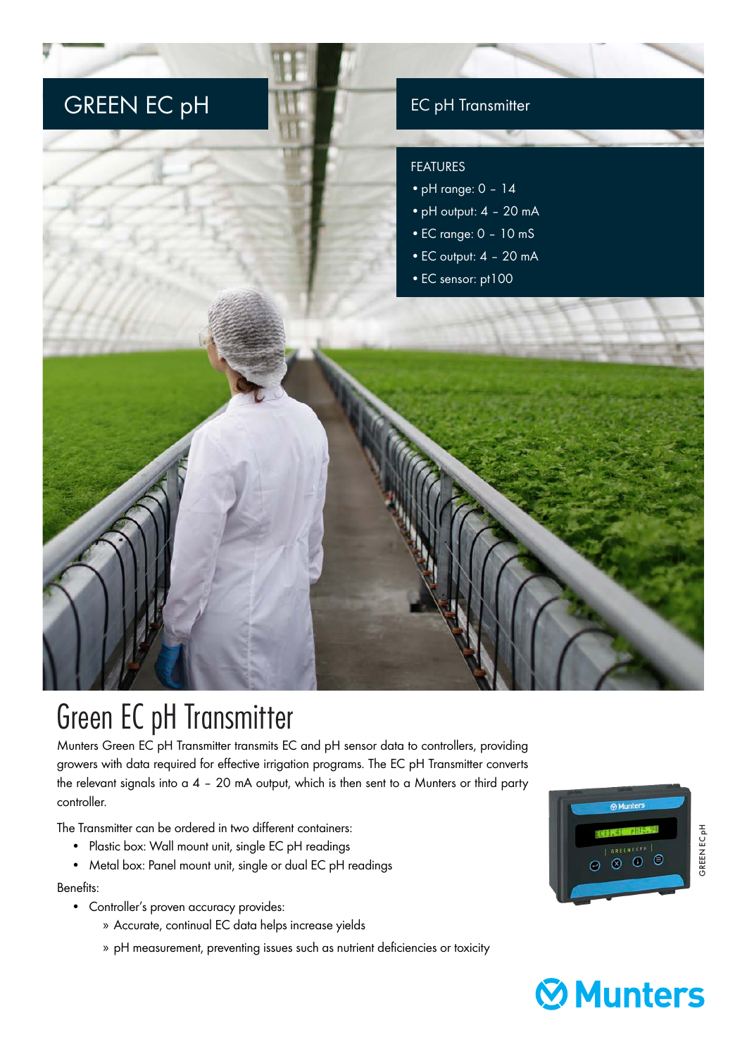# GREEN EC pH

## EC pH Transmitter

FEATURES

- pH range: 0 – 14
- pH output: 4 – 20 mA
- EC range: 0 – 10 mS
- EC output: 4 – 20 mA
- EC sensor: pt100

# Green EC pH Transmitter

Munters Green EC pH Transmitter transmits EC and pH sensor data to controllers, providing growers with data required for effective irrigation programs. The EC pH Transmitter converts the relevant signals into a 4 – 20 mA output, which is then sent to a Munters or third party controller.

The Transmitter can be ordered in two different containers:

- Plastic box: Wall mount unit, single EC pH readings
- Metal box: Panel mount unit, single or dual EC pH readings

Benefits:

- Controller's proven accuracy provides:
  - » Accurate, continual EC data helps increase yields
  - » pH measurement, preventing issues such as nutrient deficiencies or toxicity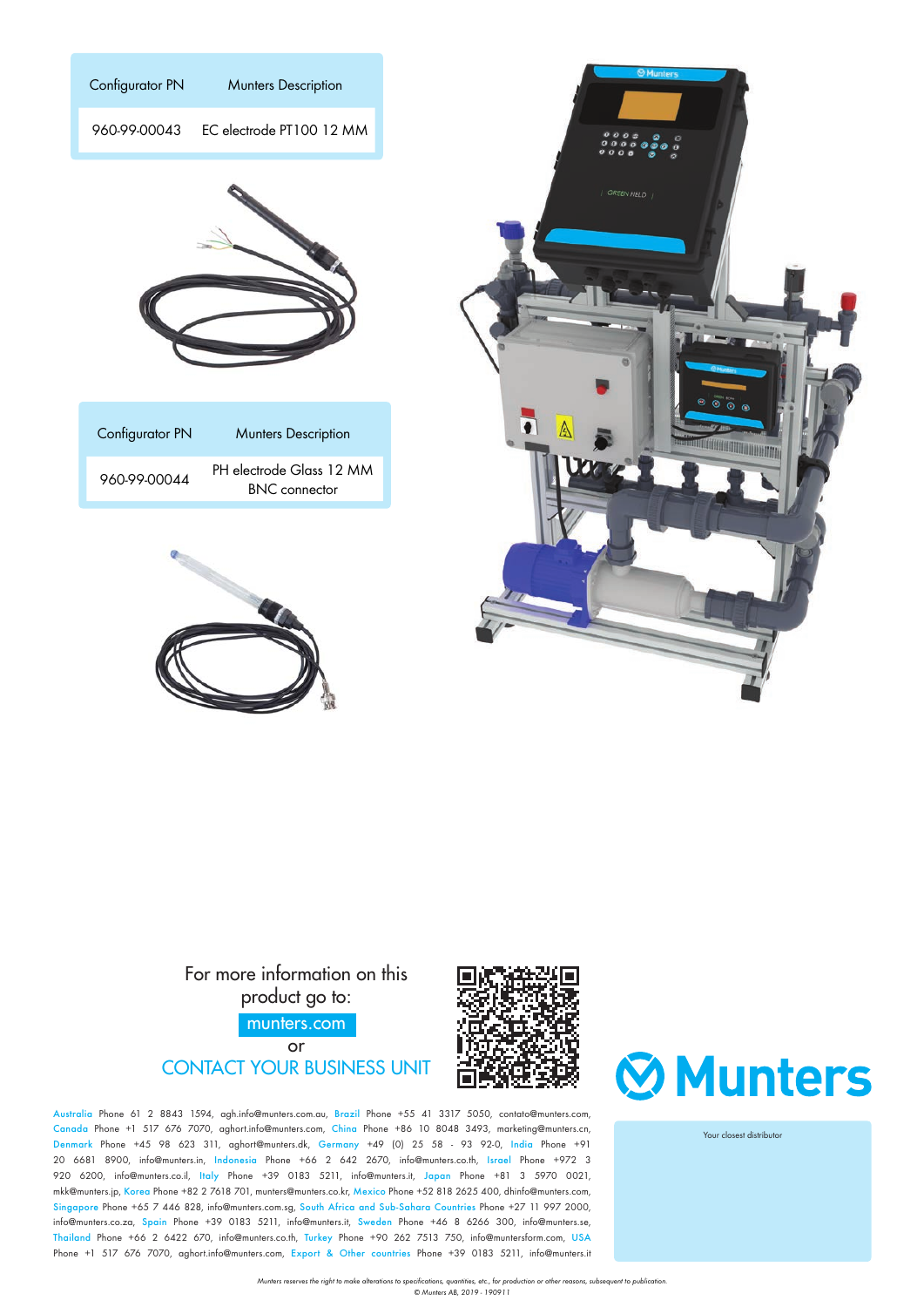| Configurator PN | Munters Description |
|---|---|
| 960-99-00043 | EC electrode PT100 12 MM |

| Configurator PN | Munters Description |
|---|---|
| 960-99-00044 | PH electrode Glass 12 MM BNC connector |

For more information on this product go to:

munters.com

or

CONTACT YOUR BUSINESS UNIT

Australia Phone 61 2 8843 1594, agh.info@munters.com.au, Brazil Phone +55 41 3317 5050, contato@munters.com, Canada Phone +1 517 676 7070, aghort.info@munters.com, China Phone +86 10 8048 3493, marketing@munters.cn, Denmark Phone +45 98 623 311, aghort@munters.dk, Germany +49 (0) 25 58 - 93 92-0, India Phone +91 20 6681 8900, info@munters.in, Indonesia Phone +66 2 642 2670, info@munters.co.th, Israel Phone +972 3 920 6200, info@munters.co.il, Italy Phone +39 0183 5211, info@munters.it, Japan Phone +81 3 5970 0021, mkk@munters.jp, Korea Phone +82 2 7618 701, munters@munters.co.kr, Mexico Phone +52 818 2625 400, dhinfo@munters.com, Singapore Phone +65 7 446 828, info@munters.com.sg, South Africa and Sub-Sahara Countries Phone +27 11 997 2000, info@munters.co.za, Spain Phone +39 0183 5211, info@munters.it, Sweden Phone +46 8 6266 300, info@munters.se, Thailand Phone +66 2 6422 670, info@munters.co.th, Turkey Phone +90 262 7513 750, info@muntersform.com, USA Phone +1 517 676 7070, aghort.info@munters.com, Export & Other countries Phone +39 0183 5211, info@munters.it

Munters

Your closest distributor

*Munters reserves the right to make alterations to specifications, quantities, etc., for production or other reasons, subsequent to publication.*

© Munters AB, 2019 - 190911